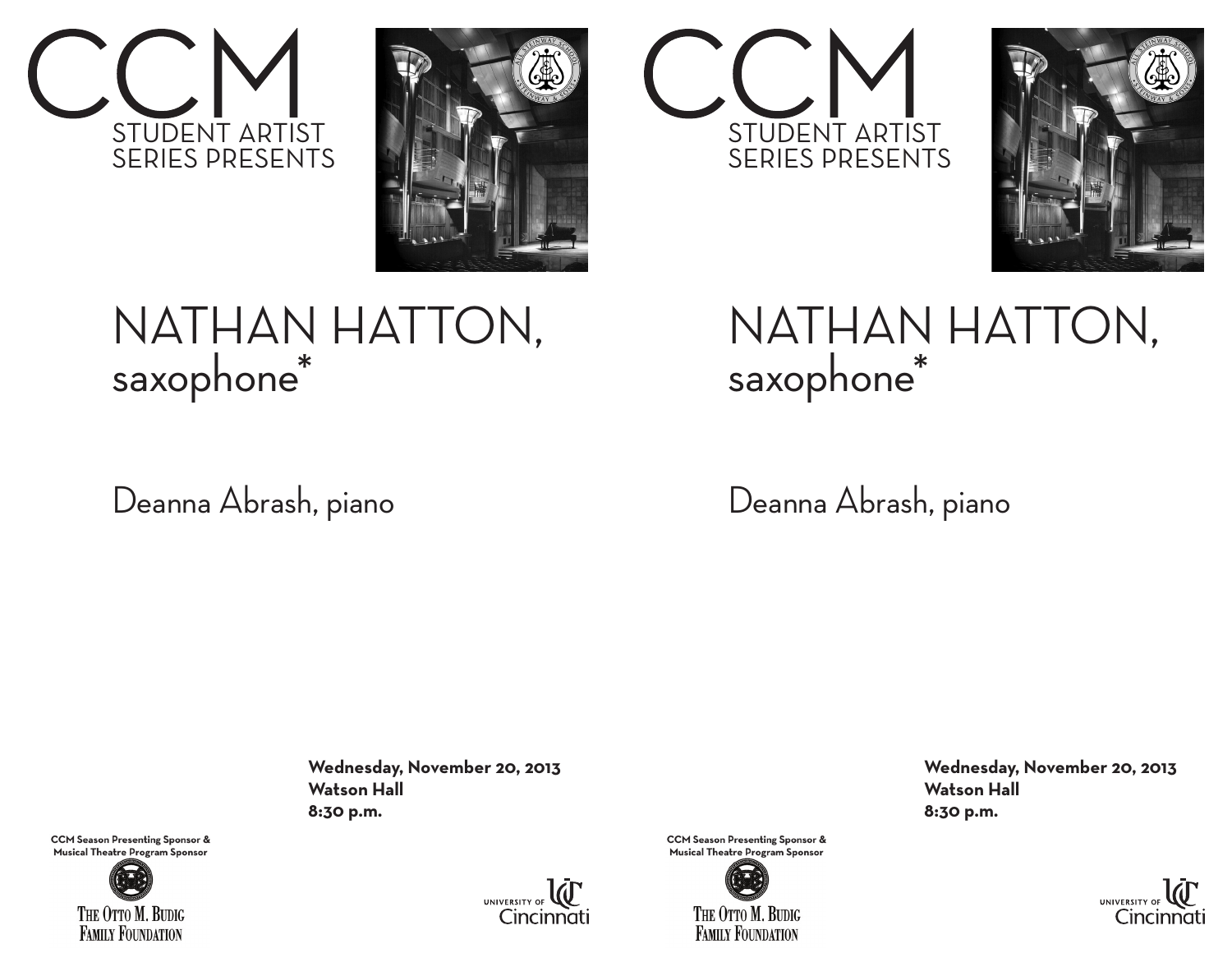# CCM

STUDENT ARTIST SERIES PRESENTS

## NATHAN HATTON,
saxophone*

Deanna Abrash, piano

**Wednesday, November 20, 2013**
**Watson Hall**
**8:30 p.m.**

CCM Season Presenting Sponsor & Musical Theatre Program Sponsor

The Otto M. Budig Family Foundation

University of Cincinnati

# CCM

STUDENT ARTIST SERIES PRESENTS

## NATHAN HATTON,
saxophone*

Deanna Abrash, piano

**Wednesday, November 20, 2013**
**Watson Hall**
**8:30 p.m.**

CCM Season Presenting Sponsor & Musical Theatre Program Sponsor

The Otto M. Budig Family Foundation

University of Cincinnati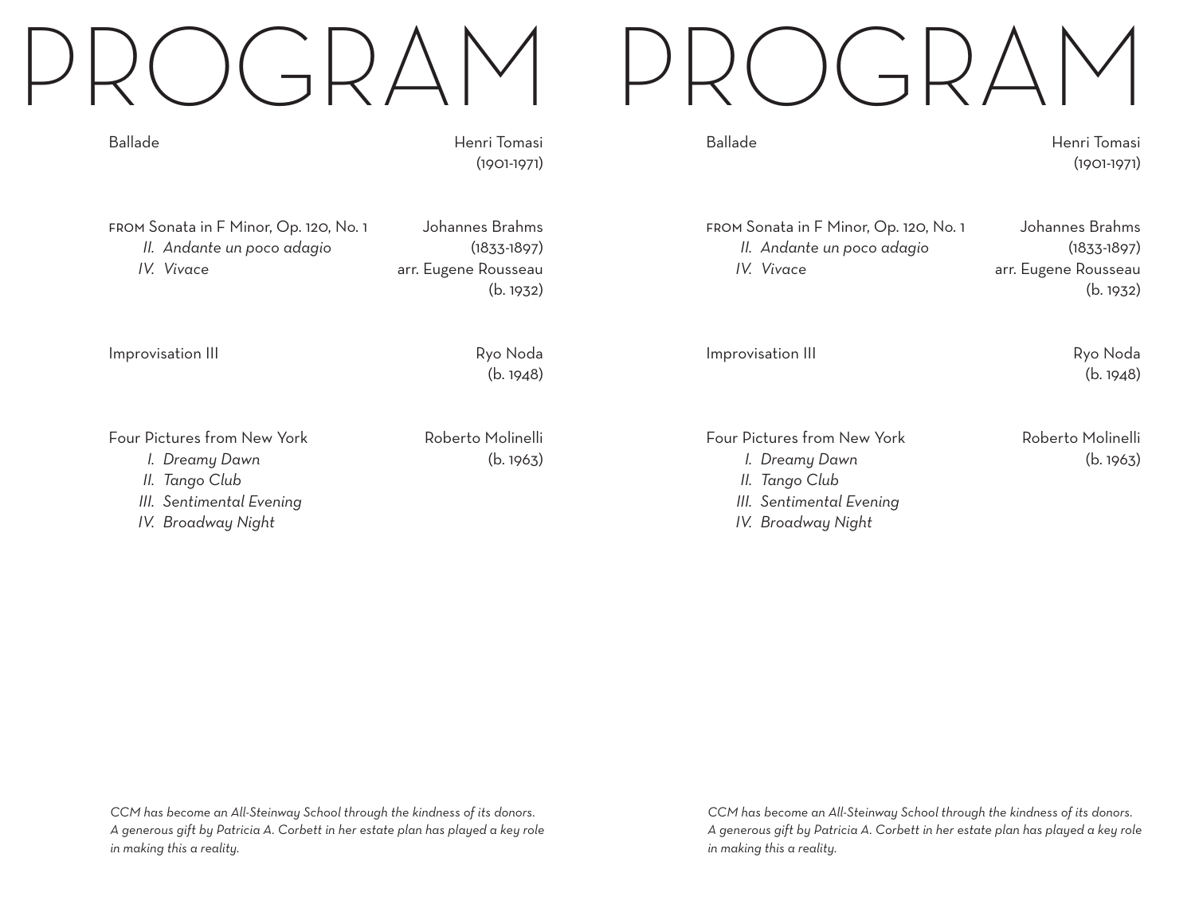# PROGRAM

| | |
|---|---|
| Ballade | Henri Tomasi<br>(1901-1971) |
| FROM Sonata in F Minor, Op. 120, No. 1<br>*II. Andante un poco adagio*<br>*IV. Vivace* | Johannes Brahms<br>(1833-1897)<br>arr. Eugene Rousseau<br>(b. 1932) |
| Improvisation III | Ryo Noda<br>(b. 1948) |
| Four Pictures from New York<br>*I. Dreamy Dawn*<br>*II. Tango Club*<br>*III. Sentimental Evening*<br>*IV. Broadway Night* | Roberto Molinelli<br>(b. 1963) |

*CCM has become an All-Steinway School through the kindness of its donors. A generous gift by Patricia A. Corbett in her estate plan has played a key role in making this a reality.*

# PROGRAM

| | |
|---|---|
| Ballade | Henri Tomasi<br>(1901-1971) |
| FROM Sonata in F Minor, Op. 120, No. 1<br>*II. Andante un poco adagio*<br>*IV. Vivace* | Johannes Brahms<br>(1833-1897)<br>arr. Eugene Rousseau<br>(b. 1932) |
| Improvisation III | Ryo Noda<br>(b. 1948) |
| Four Pictures from New York<br>*I. Dreamy Dawn*<br>*II. Tango Club*<br>*III. Sentimental Evening*<br>*IV. Broadway Night* | Roberto Molinelli<br>(b. 1963) |

*CCM has become an All-Steinway School through the kindness of its donors. A generous gift by Patricia A. Corbett in her estate plan has played a key role in making this a reality.*